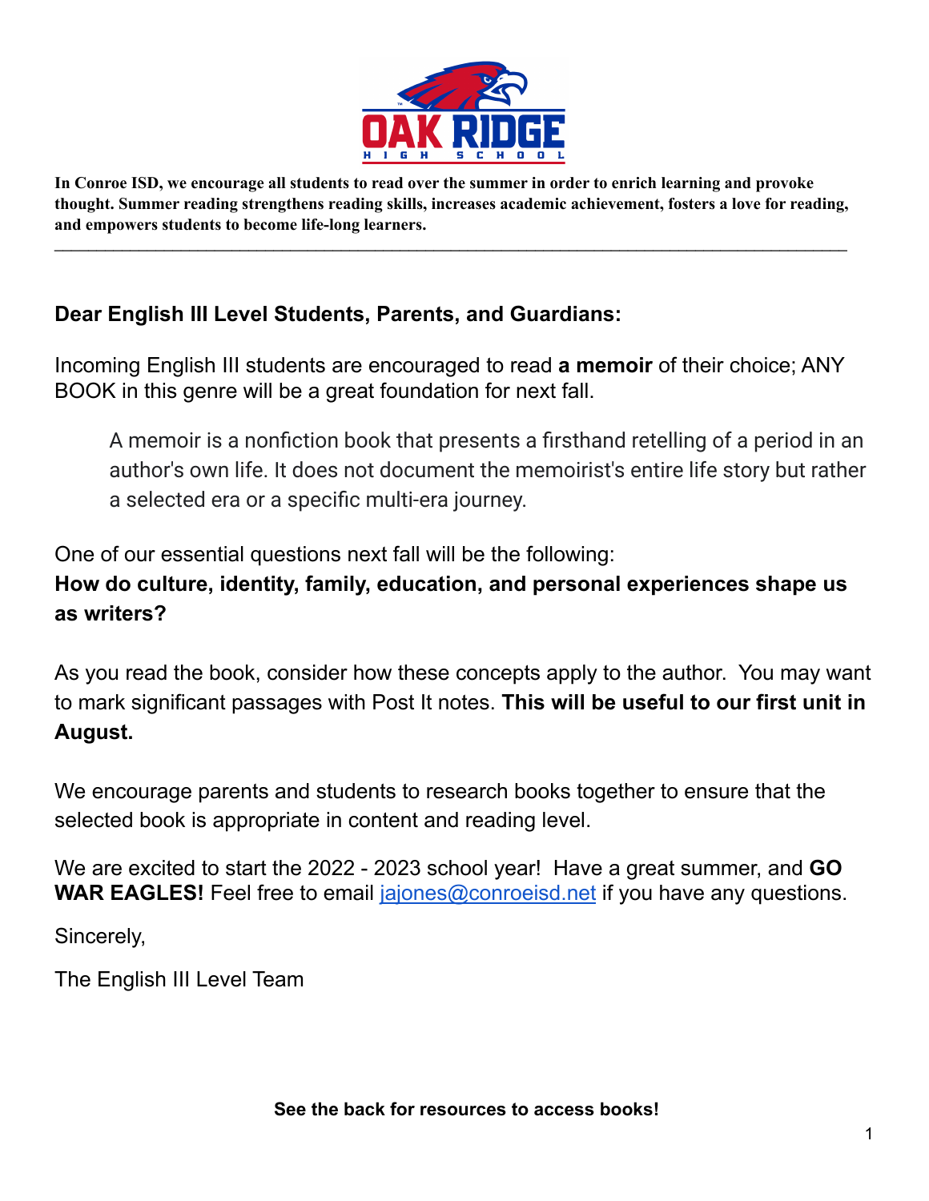**In Conroe ISD, we encourage all students to read over the summer in order to enrich learning and provoke thought. Summer reading strengthens reading skills, increases academic achievement, fosters a love for reading, and empowers students to become life-long learners.**

---

**Dear English III Level Students, Parents, and Guardians:**

Incoming English III students are encouraged to read **a memoir** of their choice; ANY BOOK in this genre will be a great foundation for next fall.

> A memoir is a nonfiction book that presents a firsthand retelling of a period in an author's own life. It does not document the memoirist's entire life story but rather a selected era or a specific multi-era journey.

One of our essential questions next fall will be the following:
**How do culture, identity, family, education, and personal experiences shape us as writers?**

As you read the book, consider how these concepts apply to the author. You may want to mark significant passages with Post It notes. **This will be useful to our first unit in August.**

We encourage parents and students to research books together to ensure that the selected book is appropriate in content and reading level.

We are excited to start the 2022 - 2023 school year! Have a great summer, and **GO WAR EAGLES!** Feel free to email jajones@conroeisd.net if you have any questions.

Sincerely,

The English III Level Team

**See the back for resources to access books!**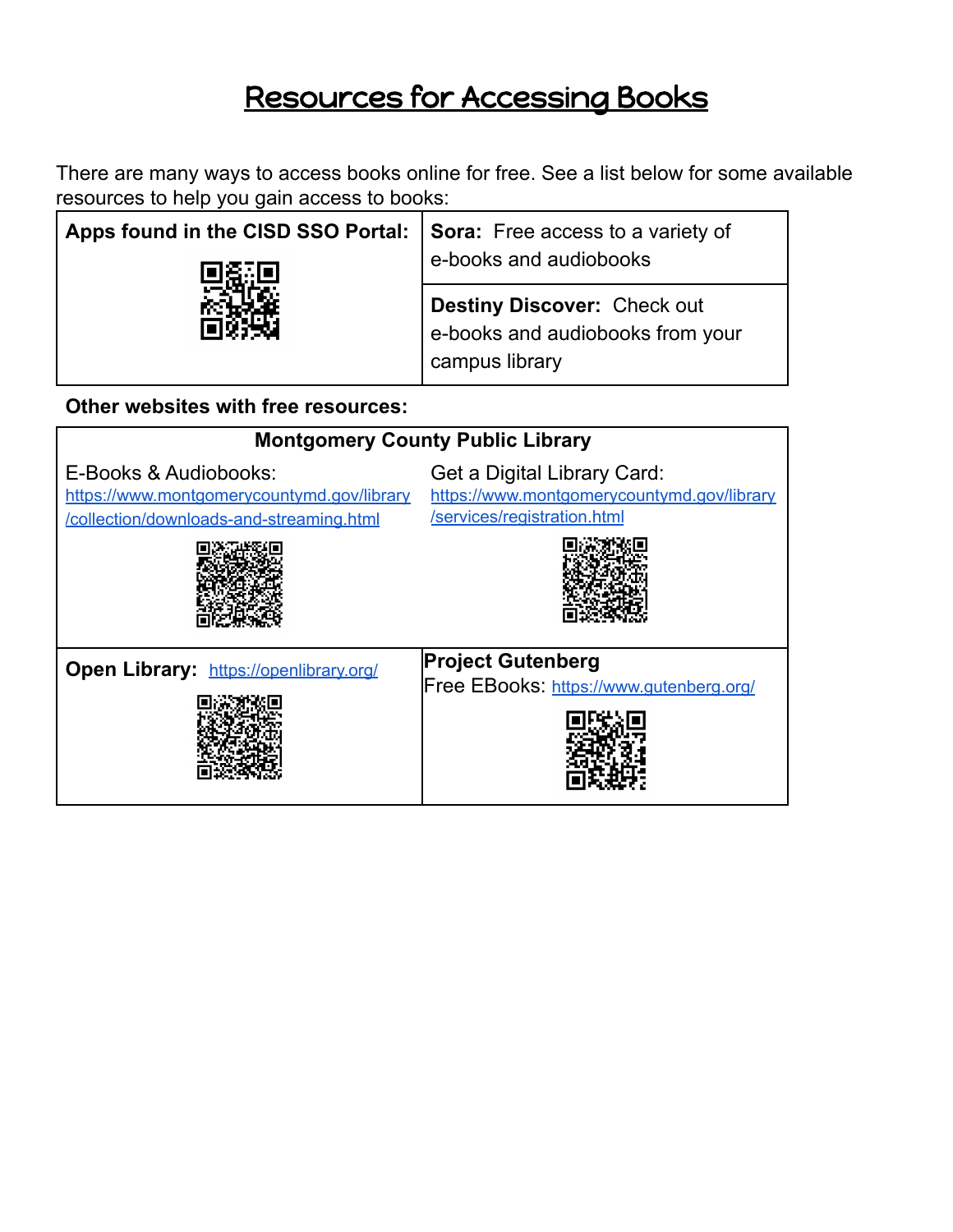# Resources for Accessing Books

There are many ways to access books online for free. See a list below for some available resources to help you gain access to books:

| | |
|---|---|
| **Apps found in the CISD SSO Portal:** | **Sora:** Free access to a variety of e-books and audiobooks |
| | **Destiny Discover:** Check out e-books and audiobooks from your campus library |

**Other websites with free resources:**

| **Montgomery County Public Library** | |
|---|---|
| E-Books & Audiobooks: https://www.montgomerycountymd.gov/library/collection/downloads-and-streaming.html | Get a Digital Library Card: https://www.montgomerycountymd.gov/library/services/registration.html |
| **Open Library:** https://openlibrary.org/ | **Project Gutenberg** Free EBooks: https://www.gutenberg.org/ |